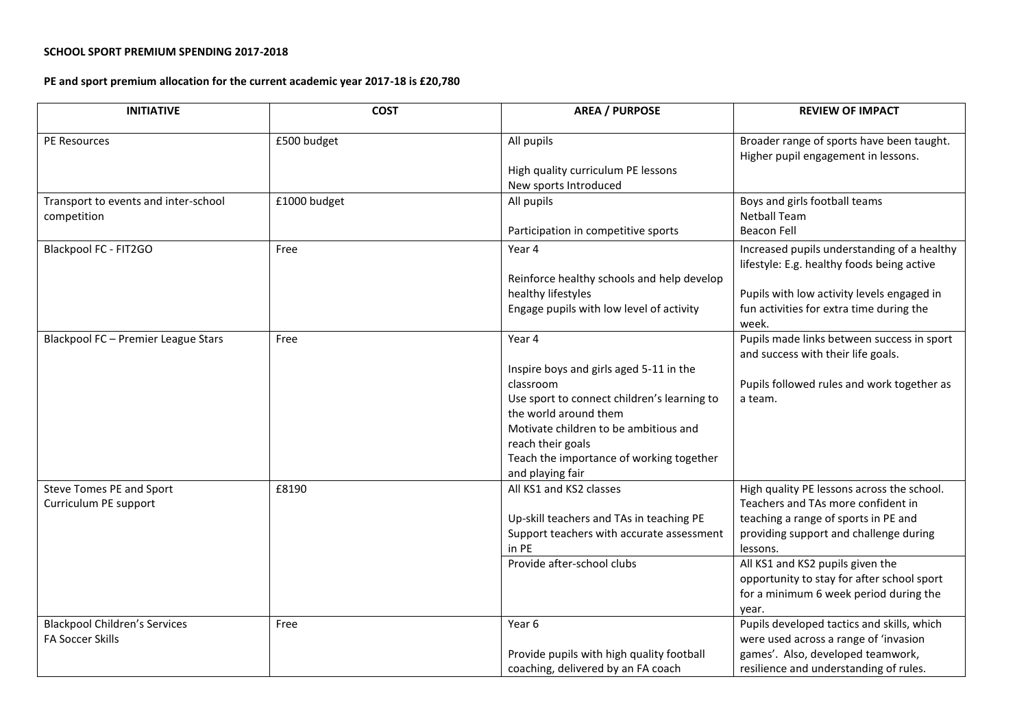**SCHOOL SPORT PREMIUM SPENDING 2017-2018**

**PE and sport premium allocation for the current academic year 2017-18 is £20,780**

| INITIATIVE | COST | AREA / PURPOSE | REVIEW OF IMPACT |
|---|---|---|---|
| PE Resources | £500 budget | All pupils<br><br>High quality curriculum PE lessons<br>New sports Introduced | Broader range of sports have been taught.<br>Higher pupil engagement in lessons. |
| Transport to events and inter-school competition | £1000 budget | All pupils<br><br>Participation in competitive sports | Boys and girls football teams<br>Netball Team<br>Beacon Fell |
| Blackpool FC - FIT2GO | Free | Year 4<br><br>Reinforce healthy schools and help develop healthy lifestyles<br>Engage pupils with low level of activity | Increased pupils understanding of a healthy lifestyle: E.g. healthy foods being active<br><br>Pupils with low activity levels engaged in fun activities for extra time during the week. |
| Blackpool FC – Premier League Stars | Free | Year 4<br><br>Inspire boys and girls aged 5-11 in the classroom<br>Use sport to connect children's learning to the world around them<br>Motivate children to be ambitious and reach their goals<br>Teach the importance of working together and playing fair | Pupils made links between success in sport and success with their life goals.<br><br>Pupils followed rules and work together as a team. |
| Steve Tomes PE and Sport<br>Curriculum PE support | £8190 | All KS1 and KS2 classes<br><br>Up-skill teachers and TAs in teaching PE<br>Support teachers with accurate assessment in PE | High quality PE lessons across the school. Teachers and TAs more confident in teaching a range of sports in PE and providing support and challenge during lessons. |
| | | Provide after-school clubs | All KS1 and KS2 pupils given the opportunity to stay for after school sport for a minimum 6 week period during the year. |
| Blackpool Children's Services<br>FA Soccer Skills | Free | Year 6<br><br>Provide pupils with high quality football coaching, delivered by an FA coach | Pupils developed tactics and skills, which were used across a range of 'invasion games'. Also, developed teamwork, resilience and understanding of rules. |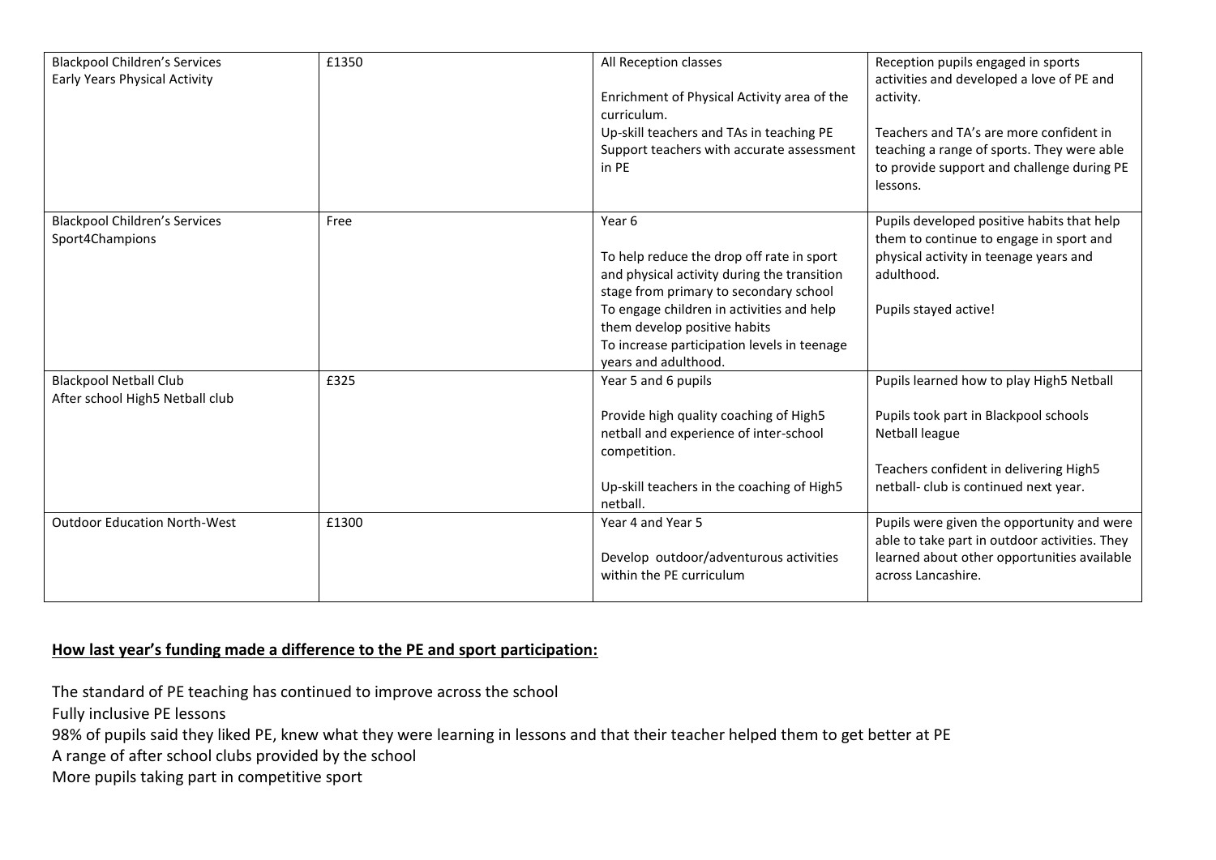| | | | |
|---|---|---|---|
| Blackpool Children's Services<br>Early Years Physical Activity | £1350 | All Reception classes<br><br>Enrichment of Physical Activity area of the curriculum.<br>Up-skill teachers and TAs in teaching PE<br>Support teachers with accurate assessment in PE | Reception pupils engaged in sports activities and developed a love of PE and activity.<br><br>Teachers and TA's are more confident in teaching a range of sports. They were able to provide support and challenge during PE lessons. |
| Blackpool Children's Services<br>Sport4Champions | Free | Year 6<br><br>To help reduce the drop off rate in sport and physical activity during the transition stage from primary to secondary school<br>To engage children in activities and help them develop positive habits<br>To increase participation levels in teenage years and adulthood. | Pupils developed positive habits that help them to continue to engage in sport and physical activity in teenage years and adulthood.<br><br>Pupils stayed active! |
| Blackpool Netball Club<br>After school High5 Netball club | £325 | Year 5 and 6 pupils<br><br>Provide high quality coaching of High5 netball and experience of inter-school competition.<br><br>Up-skill teachers in the coaching of High5 netball. | Pupils learned how to play High5 Netball<br><br>Pupils took part in Blackpool schools Netball league<br><br>Teachers confident in delivering High5 netball- club is continued next year. |
| Outdoor Education North-West | £1300 | Year 4 and Year 5<br><br>Develop outdoor/adventurous activities within the PE curriculum | Pupils were given the opportunity and were able to take part in outdoor activities. They learned about other opportunities available across Lancashire. |

**<u>How last year's funding made a difference to the PE and sport participation:</u>**

The standard of PE teaching has continued to improve across the school
Fully inclusive PE lessons
98% of pupils said they liked PE, knew what they were learning in lessons and that their teacher helped them to get better at PE
A range of after school clubs provided by the school
More pupils taking part in competitive sport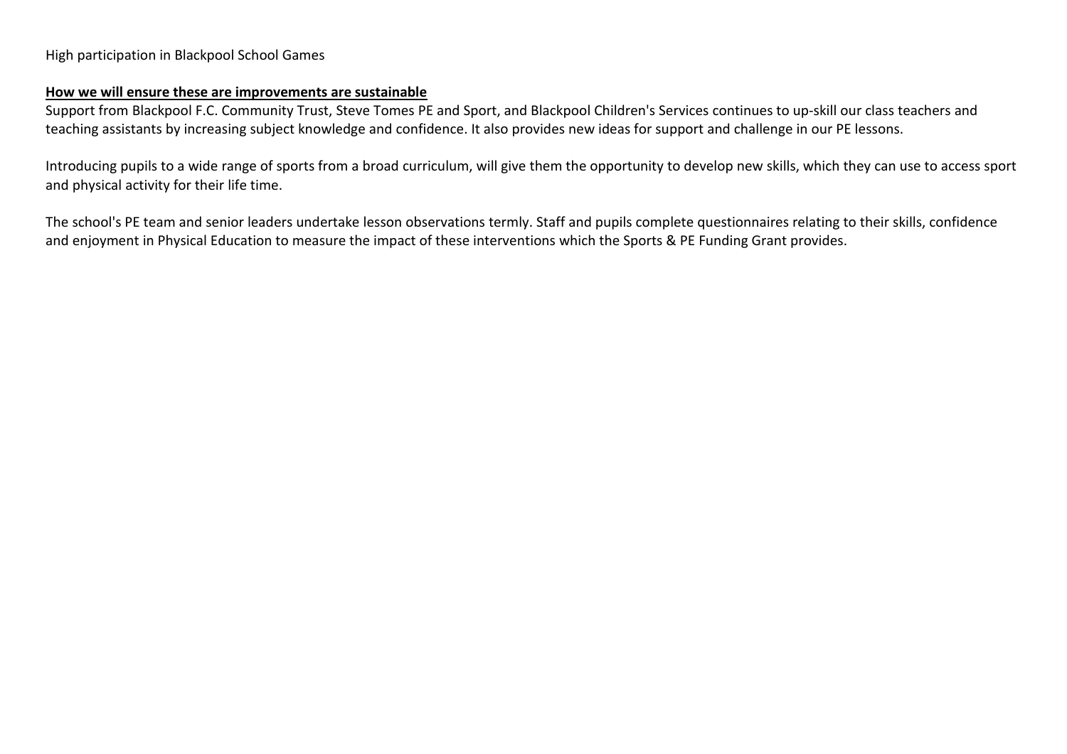High participation in Blackpool School Games

**How we will ensure these are improvements are sustainable**

Support from Blackpool F.C. Community Trust, Steve Tomes PE and Sport, and Blackpool Children's Services continues to up-skill our class teachers and teaching assistants by increasing subject knowledge and confidence. It also provides new ideas for support and challenge in our PE lessons.

Introducing pupils to a wide range of sports from a broad curriculum, will give them the opportunity to develop new skills, which they can use to access sport and physical activity for their life time.

The school's PE team and senior leaders undertake lesson observations termly. Staff and pupils complete questionnaires relating to their skills, confidence and enjoyment in Physical Education to measure the impact of these interventions which the Sports & PE Funding Grant provides.